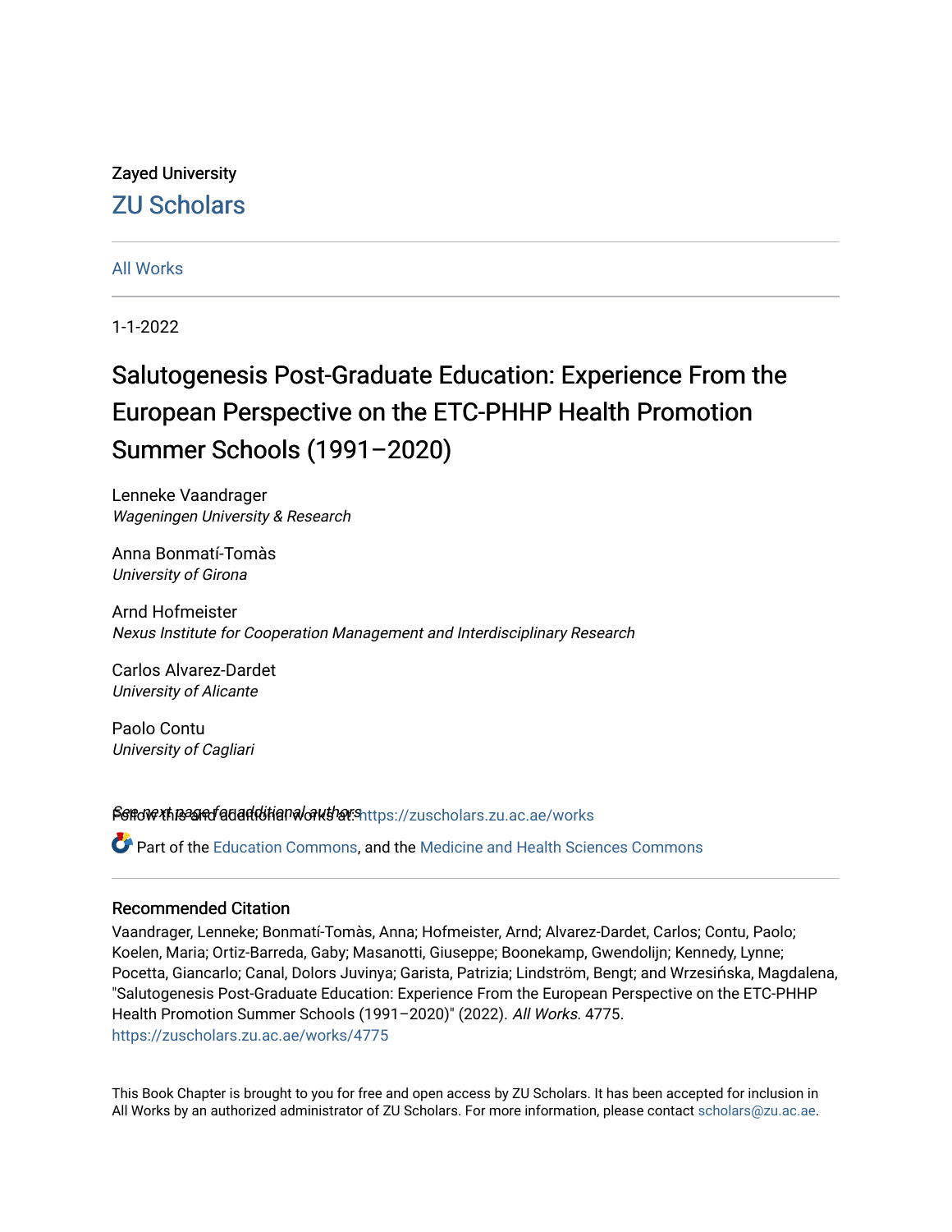Zayed University

ZU Scholars

All Works

1-1-2022

# Salutogenesis Post-Graduate Education: Experience From the European Perspective on the ETC-PHHP Health Promotion Summer Schools (1991–2020)

Lenneke Vaandrager
*Wageningen University & Research*

Anna Bonmatí-Tomàs
*University of Girona*

Arnd Hofmeister
*Nexus Institute for Cooperation Management and Interdisciplinary Research*

Carlos Alvarez-Dardet
*University of Alicante*

Paolo Contu
*University of Cagliari*

See next page for additional authors

Follow this and additional works at: https://zuscholars.zu.ac.ae/works

Part of the Education Commons, and the Medicine and Health Sciences Commons

## Recommended Citation

Vaandrager, Lenneke; Bonmatí-Tomàs, Anna; Hofmeister, Arnd; Alvarez-Dardet, Carlos; Contu, Paolo; Koelen, Maria; Ortiz-Barreda, Gaby; Masanotti, Giuseppe; Boonekamp, Gwendolijn; Kennedy, Lynne; Pocetta, Giancarlo; Canal, Dolors Juvinya; Garista, Patrizia; Lindström, Bengt; and Wrzesińska, Magdalena, "Salutogenesis Post-Graduate Education: Experience From the European Perspective on the ETC-PHHP Health Promotion Summer Schools (1991–2020)" (2022). *All Works*. 4775.
https://zuscholars.zu.ac.ae/works/4775

This Book Chapter is brought to you for free and open access by ZU Scholars. It has been accepted for inclusion in All Works by an authorized administrator of ZU Scholars. For more information, please contact scholars@zu.ac.ae.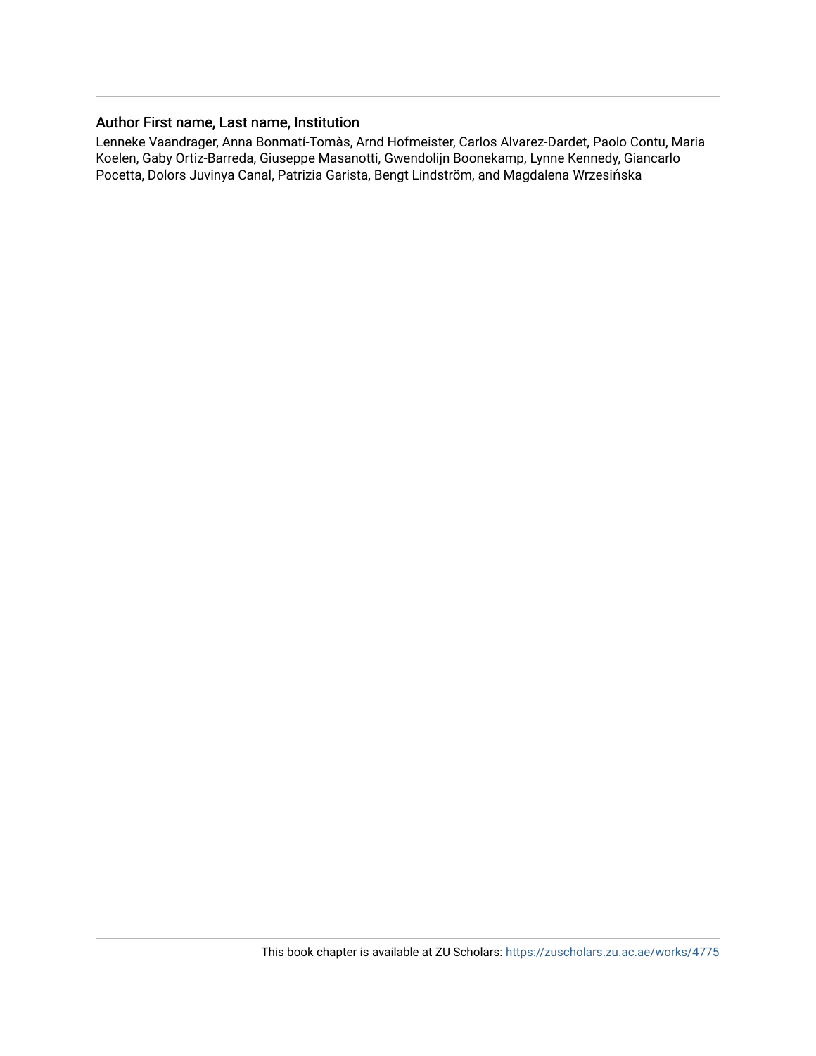### Author First name, Last name, Institution

Lenneke Vaandrager, Anna Bonmatí-Tomàs, Arnd Hofmeister, Carlos Alvarez-Dardet, Paolo Contu, Maria Koelen, Gaby Ortiz-Barreda, Giuseppe Masanotti, Gwendolijn Boonekamp, Lynne Kennedy, Giancarlo Pocetta, Dolors Juvinya Canal, Patrizia Garista, Bengt Lindström, and Magdalena Wrzesińska

This book chapter is available at ZU Scholars: https://zuscholars.zu.ac.ae/works/4775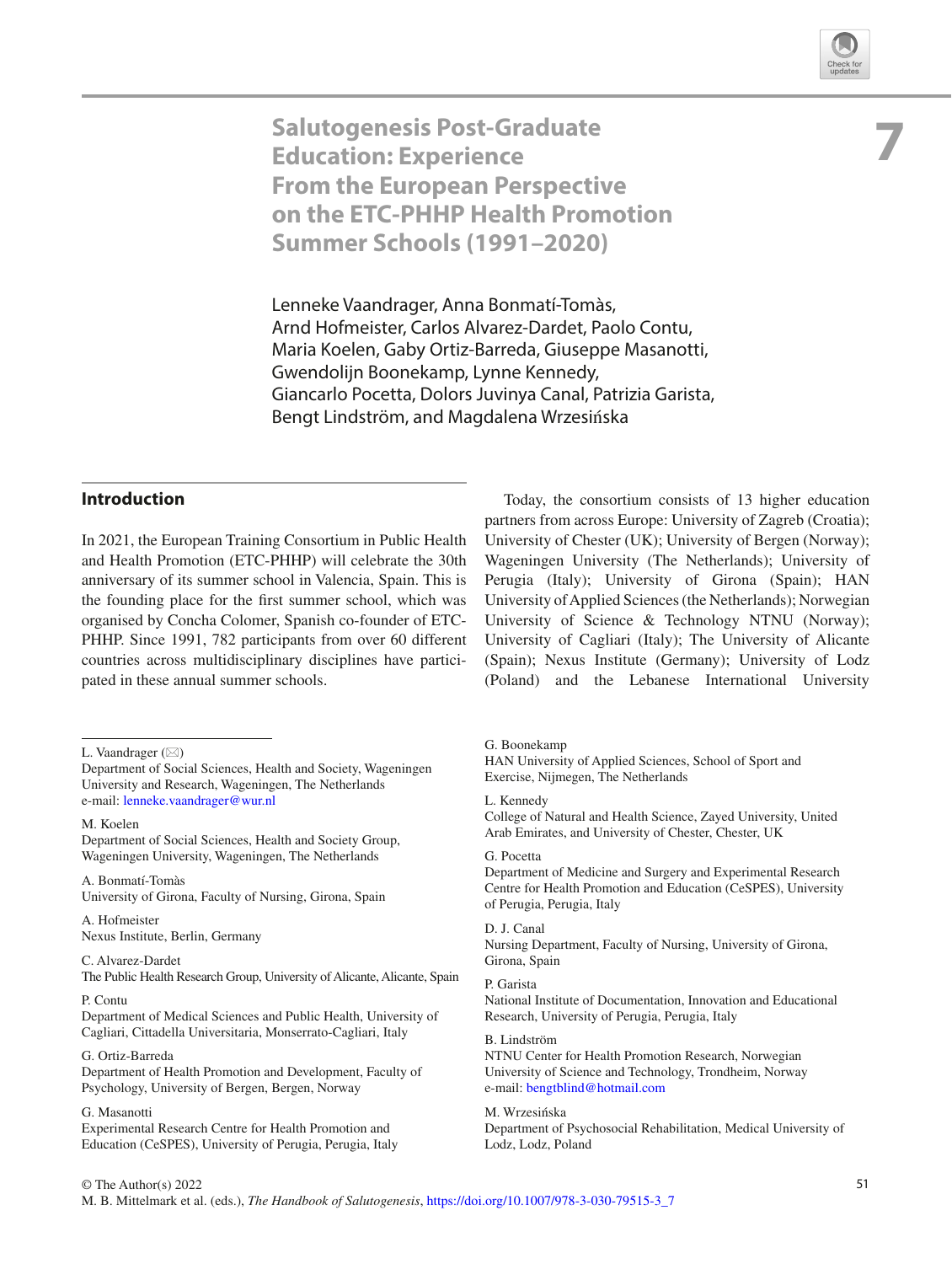# 7 Salutogenesis Post-Graduate Education: Experience From the European Perspective on the ETC-PHHP Health Promotion Summer Schools (1991–2020)

Lenneke Vaandrager, Anna Bonmatí-Tomàs, Arnd Hofmeister, Carlos Alvarez-Dardet, Paolo Contu, Maria Koelen, Gaby Ortiz-Barreda, Giuseppe Masanotti, Gwendolijn Boonekamp, Lynne Kennedy, Giancarlo Pocetta, Dolors Juvinya Canal, Patrizia Garista, Bengt Lindström, and Magdalena Wrzesińska

## Introduction

In 2021, the European Training Consortium in Public Health and Health Promotion (ETC-PHHP) will celebrate the 30th anniversary of its summer school in Valencia, Spain. This is the founding place for the first summer school, which was organised by Concha Colomer, Spanish co-founder of ETC-PHHP. Since 1991, 782 participants from over 60 different countries across multidisciplinary disciplines have participated in these annual summer schools.

Today, the consortium consists of 13 higher education partners from across Europe: University of Zagreb (Croatia); University of Chester (UK); University of Bergen (Norway); Wageningen University (The Netherlands); University of Perugia (Italy); University of Girona (Spain); HAN University of Applied Sciences (the Netherlands); Norwegian University of Science & Technology NTNU (Norway); University of Cagliari (Italy); The University of Alicante (Spain); Nexus Institute (Germany); University of Lodz (Poland) and the Lebanese International University

---

L. Vaandrager (✉)
Department of Social Sciences, Health and Society, Wageningen University and Research, Wageningen, The Netherlands
e-mail: lenneke.vaandrager@wur.nl

M. Koelen
Department of Social Sciences, Health and Society Group, Wageningen University, Wageningen, The Netherlands

A. Bonmatí-Tomàs
University of Girona, Faculty of Nursing, Girona, Spain

A. Hofmeister
Nexus Institute, Berlin, Germany

C. Alvarez-Dardet
The Public Health Research Group, University of Alicante, Alicante, Spain

P. Contu
Department of Medical Sciences and Public Health, University of Cagliari, Cittadella Universitaria, Monserrato-Cagliari, Italy

G. Ortiz-Barreda
Department of Health Promotion and Development, Faculty of Psychology, University of Bergen, Bergen, Norway

G. Masanotti
Experimental Research Centre for Health Promotion and Education (CeSPES), University of Perugia, Perugia, Italy

G. Boonekamp
HAN University of Applied Sciences, School of Sport and Exercise, Nijmegen, The Netherlands

L. Kennedy
College of Natural and Health Science, Zayed University, United Arab Emirates, and University of Chester, Chester, UK

G. Pocetta
Department of Medicine and Surgery and Experimental Research Centre for Health Promotion and Education (CeSPES), University of Perugia, Perugia, Italy

D. J. Canal
Nursing Department, Faculty of Nursing, University of Girona, Girona, Spain

P. Garista
National Institute of Documentation, Innovation and Educational Research, University of Perugia, Perugia, Italy

B. Lindström
NTNU Center for Health Promotion Research, Norwegian University of Science and Technology, Trondheim, Norway
e-mail: bengtblind@hotmail.com

M. Wrzesińska
Department of Psychosocial Rehabilitation, Medical University of Lodz, Lodz, Poland

© The Author(s) 2022
M. B. Mittelmark et al. (eds.), *The Handbook of Salutogenesis*, https://doi.org/10.1007/978-3-030-79515-3_7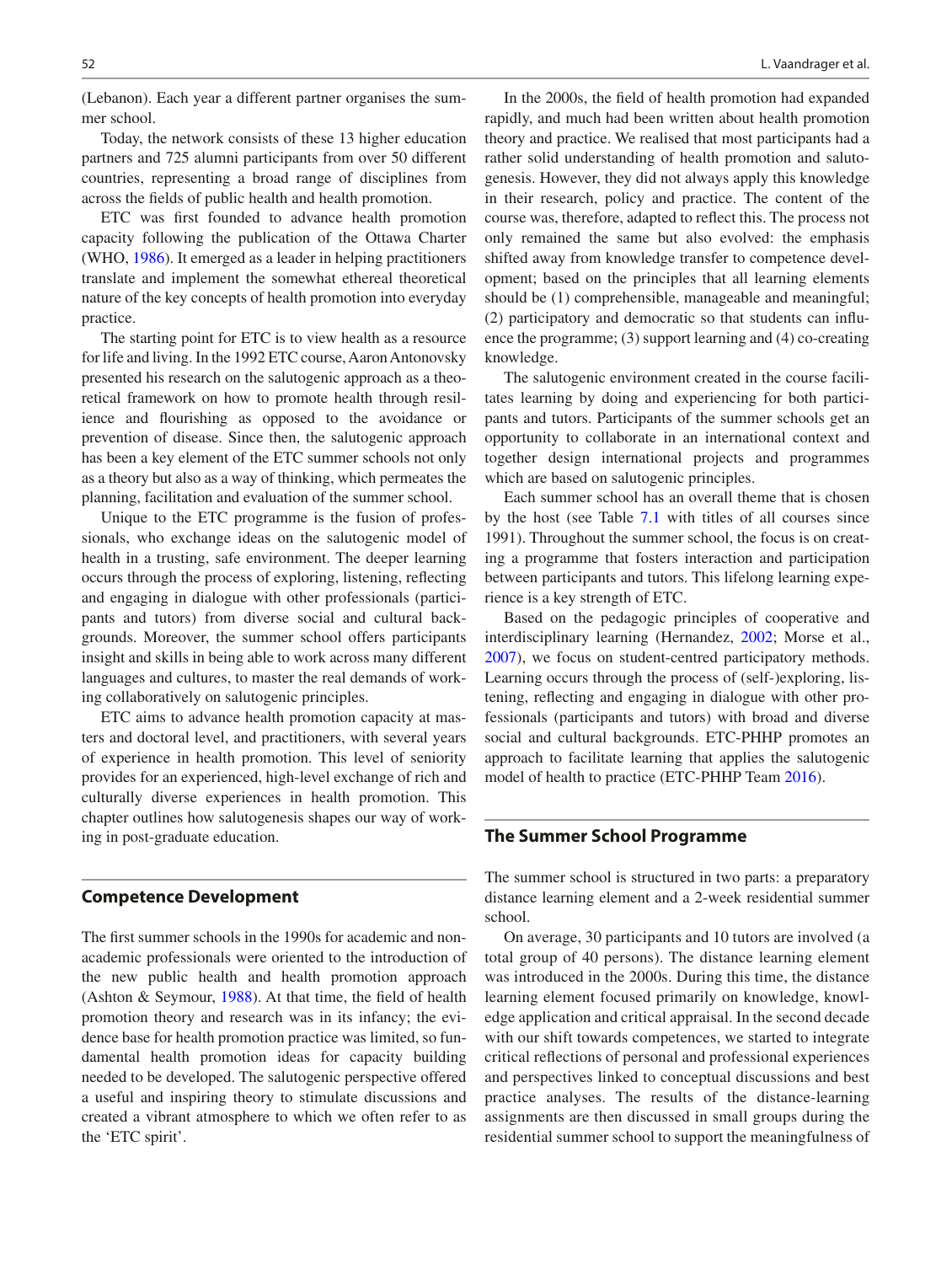(Lebanon). Each year a different partner organises the summer school.

Today, the network consists of these 13 higher education partners and 725 alumni participants from over 50 different countries, representing a broad range of disciplines from across the fields of public health and health promotion.

ETC was first founded to advance health promotion capacity following the publication of the Ottawa Charter (WHO, 1986). It emerged as a leader in helping practitioners translate and implement the somewhat ethereal theoretical nature of the key concepts of health promotion into everyday practice.

The starting point for ETC is to view health as a resource for life and living. In the 1992 ETC course, Aaron Antonovsky presented his research on the salutogenic approach as a theoretical framework on how to promote health through resilience and flourishing as opposed to the avoidance or prevention of disease. Since then, the salutogenic approach has been a key element of the ETC summer schools not only as a theory but also as a way of thinking, which permeates the planning, facilitation and evaluation of the summer school.

Unique to the ETC programme is the fusion of professionals, who exchange ideas on the salutogenic model of health in a trusting, safe environment. The deeper learning occurs through the process of exploring, listening, reflecting and engaging in dialogue with other professionals (participants and tutors) from diverse social and cultural backgrounds. Moreover, the summer school offers participants insight and skills in being able to work across many different languages and cultures, to master the real demands of working collaboratively on salutogenic principles.

ETC aims to advance health promotion capacity at masters and doctoral level, and practitioners, with several years of experience in health promotion. This level of seniority provides for an experienced, high-level exchange of rich and culturally diverse experiences in health promotion. This chapter outlines how salutogenesis shapes our way of working in post-graduate education.

## Competence Development

The first summer schools in the 1990s for academic and non-academic professionals were oriented to the introduction of the new public health and health promotion approach (Ashton & Seymour, 1988). At that time, the field of health promotion theory and research was in its infancy; the evidence base for health promotion practice was limited, so fundamental health promotion ideas for capacity building needed to be developed. The salutogenic perspective offered a useful and inspiring theory to stimulate discussions and created a vibrant atmosphere to which we often refer to as the 'ETC spirit'.

In the 2000s, the field of health promotion had expanded rapidly, and much had been written about health promotion theory and practice. We realised that most participants had a rather solid understanding of health promotion and salutogenesis. However, they did not always apply this knowledge in their research, policy and practice. The content of the course was, therefore, adapted to reflect this. The process not only remained the same but also evolved: the emphasis shifted away from knowledge transfer to competence development; based on the principles that all learning elements should be (1) comprehensible, manageable and meaningful; (2) participatory and democratic so that students can influence the programme; (3) support learning and (4) co-creating knowledge.

The salutogenic environment created in the course facilitates learning by doing and experiencing for both participants and tutors. Participants of the summer schools get an opportunity to collaborate in an international context and together design international projects and programmes which are based on salutogenic principles.

Each summer school has an overall theme that is chosen by the host (see Table 7.1 with titles of all courses since 1991). Throughout the summer school, the focus is on creating a programme that fosters interaction and participation between participants and tutors. This lifelong learning experience is a key strength of ETC.

Based on the pedagogic principles of cooperative and interdisciplinary learning (Hernandez, 2002; Morse et al., 2007), we focus on student-centred participatory methods. Learning occurs through the process of (self-)exploring, listening, reflecting and engaging in dialogue with other professionals (participants and tutors) with broad and diverse social and cultural backgrounds. ETC-PHHP promotes an approach to facilitate learning that applies the salutogenic model of health to practice (ETC-PHHP Team 2016).

## The Summer School Programme

The summer school is structured in two parts: a preparatory distance learning element and a 2-week residential summer school.

On average, 30 participants and 10 tutors are involved (a total group of 40 persons). The distance learning element was introduced in the 2000s. During this time, the distance learning element focused primarily on knowledge, knowledge application and critical appraisal. In the second decade with our shift towards competences, we started to integrate critical reflections of personal and professional experiences and perspectives linked to conceptual discussions and best practice analyses. The results of the distance-learning assignments are then discussed in small groups during the residential summer school to support the meaningfulness of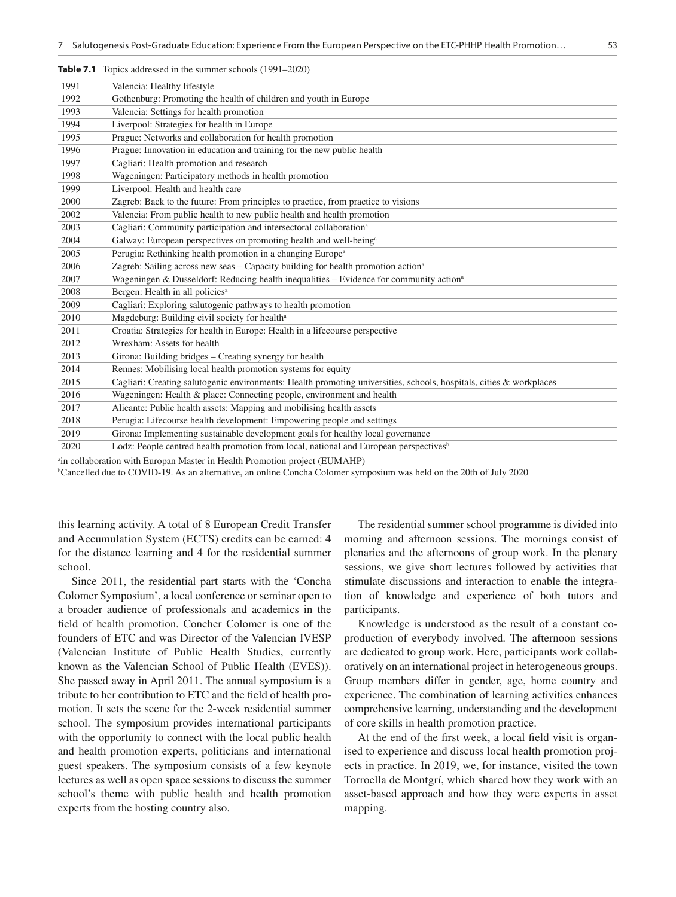**Table 7.1** Topics addressed in the summer schools (1991–2020)

| Year | Topic |
|---|---|
| 1991 | Valencia: Healthy lifestyle |
| 1992 | Gothenburg: Promoting the health of children and youth in Europe |
| 1993 | Valencia: Settings for health promotion |
| 1994 | Liverpool: Strategies for health in Europe |
| 1995 | Prague: Networks and collaboration for health promotion |
| 1996 | Prague: Innovation in education and training for the new public health |
| 1997 | Cagliari: Health promotion and research |
| 1998 | Wageningen: Participatory methods in health promotion |
| 1999 | Liverpool: Health and health care |
| 2000 | Zagreb: Back to the future: From principles to practice, from practice to visions |
| 2002 | Valencia: From public health to new public health and health promotion |
| 2003 | Cagliari: Community participation and intersectoral collaboration[a] |
| 2004 | Galway: European perspectives on promoting health and well-being[a] |
| 2005 | Perugia: Rethinking health promotion in a changing Europe[a] |
| 2006 | Zagreb: Sailing across new seas – Capacity building for health promotion action[a] |
| 2007 | Wageningen & Dusseldorf: Reducing health inequalities – Evidence for community action[a] |
| 2008 | Bergen: Health in all policies[a] |
| 2009 | Cagliari: Exploring salutogenic pathways to health promotion |
| 2010 | Magdeburg: Building civil society for health[a] |
| 2011 | Croatia: Strategies for health in Europe: Health in a lifecourse perspective |
| 2012 | Wrexham: Assets for health |
| 2013 | Girona: Building bridges – Creating synergy for health |
| 2014 | Rennes: Mobilising local health promotion systems for equity |
| 2015 | Cagliari: Creating salutogenic environments: Health promoting universities, schools, hospitals, cities & workplaces |
| 2016 | Wageningen: Health & place: Connecting people, environment and health |
| 2017 | Alicante: Public health assets: Mapping and mobilising health assets |
| 2018 | Perugia: Lifecourse health development: Empowering people and settings |
| 2019 | Girona: Implementing sustainable development goals for healthy local governance |
| 2020 | Lodz: People centred health promotion from local, national and European perspectives[b] |

[a]in collaboration with Europan Master in Health Promotion project (EUMAHP)
[b]Cancelled due to COVID-19. As an alternative, an online Concha Colomer symposium was held on the 20th of July 2020

this learning activity. A total of 8 European Credit Transfer and Accumulation System (ECTS) credits can be earned: 4 for the distance learning and 4 for the residential summer school.

Since 2011, the residential part starts with the 'Concha Colomer Symposium', a local conference or seminar open to a broader audience of professionals and academics in the field of health promotion. Concher Colomer is one of the founders of ETC and was Director of the Valencian IVESP (Valencian Institute of Public Health Studies, currently known as the Valencian School of Public Health (EVES)). She passed away in April 2011. The annual symposium is a tribute to her contribution to ETC and the field of health promotion. It sets the scene for the 2-week residential summer school. The symposium provides international participants with the opportunity to connect with the local public health and health promotion experts, politicians and international guest speakers. The symposium consists of a few keynote lectures as well as open space sessions to discuss the summer school's theme with public health and health promotion experts from the hosting country also.

The residential summer school programme is divided into morning and afternoon sessions. The mornings consist of plenaries and the afternoons of group work. In the plenary sessions, we give short lectures followed by activities that stimulate discussions and interaction to enable the integration of knowledge and experience of both tutors and participants.

Knowledge is understood as the result of a constant co-production of everybody involved. The afternoon sessions are dedicated to group work. Here, participants work collaboratively on an international project in heterogeneous groups. Group members differ in gender, age, home country and experience. The combination of learning activities enhances comprehensive learning, understanding and the development of core skills in health promotion practice.

At the end of the first week, a local field visit is organised to experience and discuss local health promotion projects in practice. In 2019, we, for instance, visited the town Torroella de Montgrí, which shared how they work with an asset-based approach and how they were experts in asset mapping.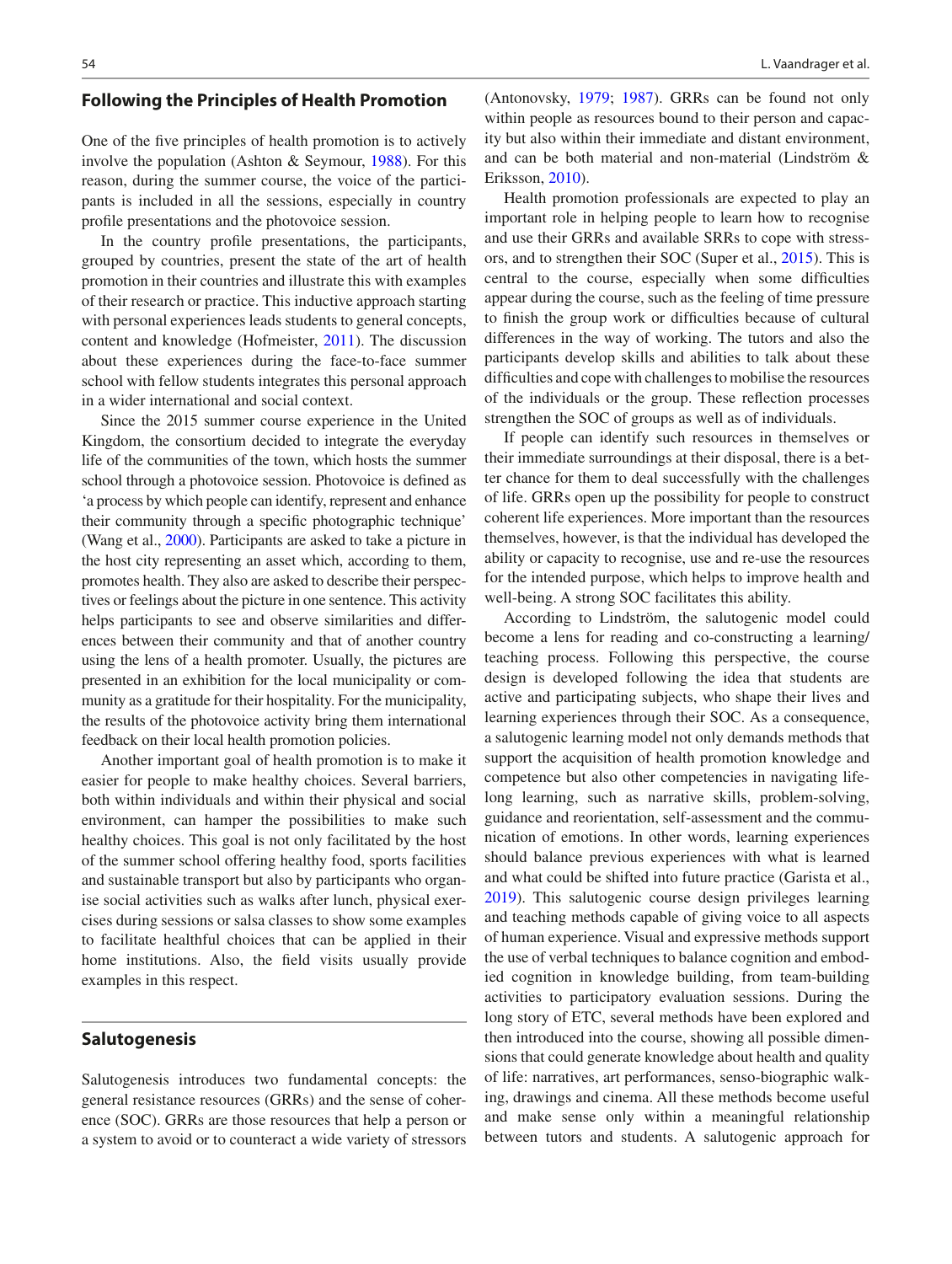## Following the Principles of Health Promotion

One of the five principles of health promotion is to actively involve the population (Ashton & Seymour, 1988). For this reason, during the summer course, the voice of the participants is included in all the sessions, especially in country profile presentations and the photovoice session.

In the country profile presentations, the participants, grouped by countries, present the state of the art of health promotion in their countries and illustrate this with examples of their research or practice. This inductive approach starting with personal experiences leads students to general concepts, content and knowledge (Hofmeister, 2011). The discussion about these experiences during the face-to-face summer school with fellow students integrates this personal approach in a wider international and social context.

Since the 2015 summer course experience in the United Kingdom, the consortium decided to integrate the everyday life of the communities of the town, which hosts the summer school through a photovoice session. Photovoice is defined as 'a process by which people can identify, represent and enhance their community through a specific photographic technique' (Wang et al., 2000). Participants are asked to take a picture in the host city representing an asset which, according to them, promotes health. They also are asked to describe their perspectives or feelings about the picture in one sentence. This activity helps participants to see and observe similarities and differences between their community and that of another country using the lens of a health promoter. Usually, the pictures are presented in an exhibition for the local municipality or community as a gratitude for their hospitality. For the municipality, the results of the photovoice activity bring them international feedback on their local health promotion policies.

Another important goal of health promotion is to make it easier for people to make healthy choices. Several barriers, both within individuals and within their physical and social environment, can hamper the possibilities to make such healthy choices. This goal is not only facilitated by the host of the summer school offering healthy food, sports facilities and sustainable transport but also by participants who organise social activities such as walks after lunch, physical exercises during sessions or salsa classes to show some examples to facilitate healthful choices that can be applied in their home institutions. Also, the field visits usually provide examples in this respect.

## Salutogenesis

Salutogenesis introduces two fundamental concepts: the general resistance resources (GRRs) and the sense of coherence (SOC). GRRs are those resources that help a person or a system to avoid or to counteract a wide variety of stressors (Antonovsky, 1979; 1987). GRRs can be found not only within people as resources bound to their person and capacity but also within their immediate and distant environment, and can be both material and non-material (Lindström & Eriksson, 2010).

Health promotion professionals are expected to play an important role in helping people to learn how to recognise and use their GRRs and available SRRs to cope with stressors, and to strengthen their SOC (Super et al., 2015). This is central to the course, especially when some difficulties appear during the course, such as the feeling of time pressure to finish the group work or difficulties because of cultural differences in the way of working. The tutors and also the participants develop skills and abilities to talk about these difficulties and cope with challenges to mobilise the resources of the individuals or the group. These reflection processes strengthen the SOC of groups as well as of individuals.

If people can identify such resources in themselves or their immediate surroundings at their disposal, there is a better chance for them to deal successfully with the challenges of life. GRRs open up the possibility for people to construct coherent life experiences. More important than the resources themselves, however, is that the individual has developed the ability or capacity to recognise, use and re-use the resources for the intended purpose, which helps to improve health and well-being. A strong SOC facilitates this ability.

According to Lindström, the salutogenic model could become a lens for reading and co-constructing a learning/teaching process. Following this perspective, the course design is developed following the idea that students are active and participating subjects, who shape their lives and learning experiences through their SOC. As a consequence, a salutogenic learning model not only demands methods that support the acquisition of health promotion knowledge and competence but also other competencies in navigating lifelong learning, such as narrative skills, problem-solving, guidance and reorientation, self-assessment and the communication of emotions. In other words, learning experiences should balance previous experiences with what is learned and what could be shifted into future practice (Garista et al., 2019). This salutogenic course design privileges learning and teaching methods capable of giving voice to all aspects of human experience. Visual and expressive methods support the use of verbal techniques to balance cognition and embodied cognition in knowledge building, from team-building activities to participatory evaluation sessions. During the long story of ETC, several methods have been explored and then introduced into the course, showing all possible dimensions that could generate knowledge about health and quality of life: narratives, art performances, senso-biographic walking, drawings and cinema. All these methods become useful and make sense only within a meaningful relationship between tutors and students. A salutogenic approach for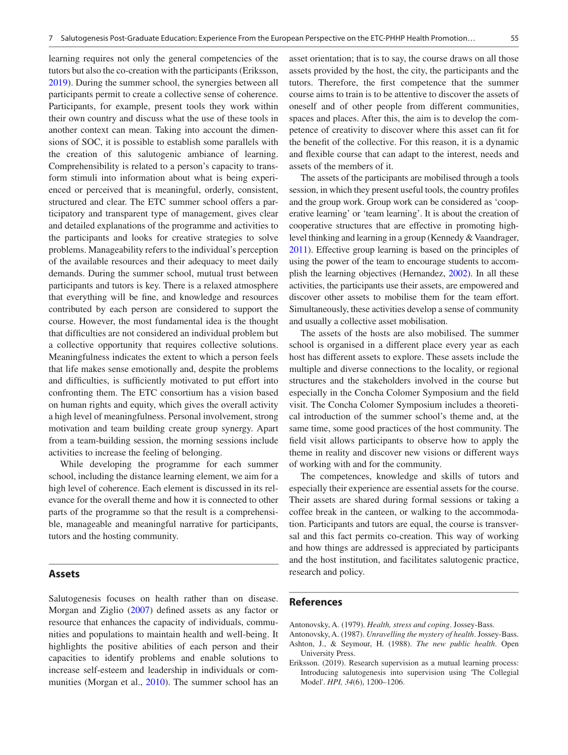learning requires not only the general competencies of the tutors but also the co-creation with the participants (Eriksson, 2019). During the summer school, the synergies between all participants permit to create a collective sense of coherence. Participants, for example, present tools they work within their own country and discuss what the use of these tools in another context can mean. Taking into account the dimensions of SOC, it is possible to establish some parallels with the creation of this salutogenic ambiance of learning. Comprehensibility is related to a person's capacity to transform stimuli into information about what is being experienced or perceived that is meaningful, orderly, consistent, structured and clear. The ETC summer school offers a participatory and transparent type of management, gives clear and detailed explanations of the programme and activities to the participants and looks for creative strategies to solve problems. Manageability refers to the individual's perception of the available resources and their adequacy to meet daily demands. During the summer school, mutual trust between participants and tutors is key. There is a relaxed atmosphere that everything will be fine, and knowledge and resources contributed by each person are considered to support the course. However, the most fundamental idea is the thought that difficulties are not considered an individual problem but a collective opportunity that requires collective solutions. Meaningfulness indicates the extent to which a person feels that life makes sense emotionally and, despite the problems and difficulties, is sufficiently motivated to put effort into confronting them. The ETC consortium has a vision based on human rights and equity, which gives the overall activity a high level of meaningfulness. Personal involvement, strong motivation and team building create group synergy. Apart from a team-building session, the morning sessions include activities to increase the feeling of belonging.

While developing the programme for each summer school, including the distance learning element, we aim for a high level of coherence. Each element is discussed in its relevance for the overall theme and how it is connected to other parts of the programme so that the result is a comprehensible, manageable and meaningful narrative for participants, tutors and the hosting community.

## Assets

Salutogenesis focuses on health rather than on disease. Morgan and Ziglio (2007) defined assets as any factor or resource that enhances the capacity of individuals, communities and populations to maintain health and well-being. It highlights the positive abilities of each person and their capacities to identify problems and enable solutions to increase self-esteem and leadership in individuals or communities (Morgan et al., 2010). The summer school has an asset orientation; that is to say, the course draws on all those assets provided by the host, the city, the participants and the tutors. Therefore, the first competence that the summer course aims to train is to be attentive to discover the assets of oneself and of other people from different communities, spaces and places. After this, the aim is to develop the competence of creativity to discover where this asset can fit for the benefit of the collective. For this reason, it is a dynamic and flexible course that can adapt to the interest, needs and assets of the members of it.

The assets of the participants are mobilised through a tools session, in which they present useful tools, the country profiles and the group work. Group work can be considered as 'cooperative learning' or 'team learning'. It is about the creation of cooperative structures that are effective in promoting high-level thinking and learning in a group (Kennedy & Vaandrager, 2011). Effective group learning is based on the principles of using the power of the team to encourage students to accomplish the learning objectives (Hernandez, 2002). In all these activities, the participants use their assets, are empowered and discover other assets to mobilise them for the team effort. Simultaneously, these activities develop a sense of community and usually a collective asset mobilisation.

The assets of the hosts are also mobilised. The summer school is organised in a different place every year as each host has different assets to explore. These assets include the multiple and diverse connections to the locality, or regional structures and the stakeholders involved in the course but especially in the Concha Colomer Symposium and the field visit. The Concha Colomer Symposium includes a theoretical introduction of the summer school's theme and, at the same time, some good practices of the host community. The field visit allows participants to observe how to apply the theme in reality and discover new visions or different ways of working with and for the community.

The competences, knowledge and skills of tutors and especially their experience are essential assets for the course. Their assets are shared during formal sessions or taking a coffee break in the canteen, or walking to the accommodation. Participants and tutors are equal, the course is transversal and this fact permits co-creation. This way of working and how things are addressed is appreciated by participants and the host institution, and facilitates salutogenic practice, research and policy.

## References

Antonovsky, A. (1979). *Health, stress and coping*. Jossey-Bass.

Antonovsky, A. (1987). *Unravelling the mystery of health*. Jossey-Bass.

Ashton, J., & Seymour, H. (1988). *The new public health*. Open University Press.

Eriksson. (2019). Research supervision as a mutual learning process: Introducing salutogenesis into supervision using 'The Collegial Model'. *HPI, 34*(6), 1200–1206.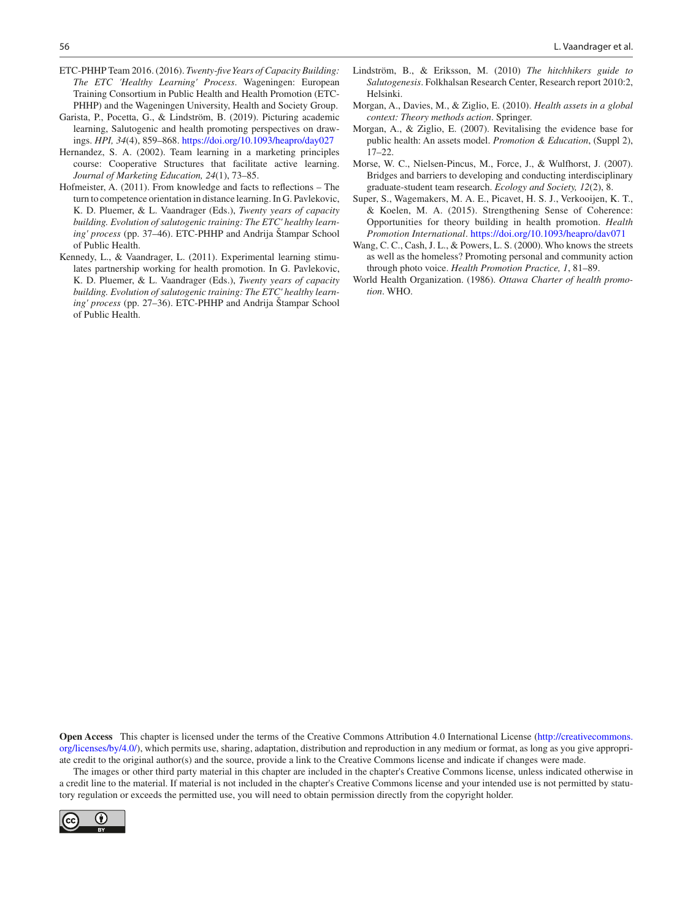ETC-PHHP Team 2016. (2016). *Twenty-five Years of Capacity Building: The ETC 'Healthy Learning' Process*. Wageningen: European Training Consortium in Public Health and Health Promotion (ETC-PHHP) and the Wageningen University, Health and Society Group.

Garista, P., Pocetta, G., & Lindström, B. (2019). Picturing academic learning, Salutogenic and health promoting perspectives on drawings. *HPI, 34*(4), 859–868. https://doi.org/10.1093/heapro/day027

Hernandez, S. A. (2002). Team learning in a marketing principles course: Cooperative Structures that facilitate active learning. *Journal of Marketing Education, 24*(1), 73–85.

Hofmeister, A. (2011). From knowledge and facts to reflections – The turn to competence orientation in distance learning. In G. Pavlekovic, K. D. Pluemer, & L. Vaandrager (Eds.), *Twenty years of capacity building. Evolution of salutogenic training: The ETC' healthy learning' process* (pp. 37–46). ETC-PHHP and Andrija Štampar School of Public Health.

Kennedy, L., & Vaandrager, L. (2011). Experimental learning stimulates partnership working for health promotion. In G. Pavlekovic, K. D. Pluemer, & L. Vaandrager (Eds.), *Twenty years of capacity building. Evolution of salutogenic training: The ETC' healthy learning' process* (pp. 27–36). ETC-PHHP and Andrija Štampar School of Public Health.

Lindström, B., & Eriksson, M. (2010) *The hitchhikers guide to Salutogenesis*. Folkhalsan Research Center, Research report 2010:2, Helsinki.

Morgan, A., Davies, M., & Ziglio, E. (2010). *Health assets in a global context: Theory methods action*. Springer.

Morgan, A., & Ziglio, E. (2007). Revitalising the evidence base for public health: An assets model. *Promotion & Education*, (Suppl 2), 17–22.

Morse, W. C., Nielsen-Pincus, M., Force, J., & Wulfhorst, J. (2007). Bridges and barriers to developing and conducting interdisciplinary graduate-student team research. *Ecology and Society, 12*(2), 8.

Super, S., Wagemakers, M. A. E., Picavet, H. S. J., Verkooijen, K. T., & Koelen, M. A. (2015). Strengthening Sense of Coherence: Opportunities for theory building in health promotion. *Health Promotion International*. https://doi.org/10.1093/heapro/dav071

Wang, C. C., Cash, J. L., & Powers, L. S. (2000). Who knows the streets as well as the homeless? Promoting personal and community action through photo voice. *Health Promotion Practice, 1*, 81–89.

World Health Organization. (1986). *Ottawa Charter of health promotion*. WHO.

**Open Access** This chapter is licensed under the terms of the Creative Commons Attribution 4.0 International License (http://creativecommons.org/licenses/by/4.0/), which permits use, sharing, adaptation, distribution and reproduction in any medium or format, as long as you give appropriate credit to the original author(s) and the source, provide a link to the Creative Commons license and indicate if changes were made.

The images or other third party material in this chapter are included in the chapter's Creative Commons license, unless indicated otherwise in a credit line to the material. If material is not included in the chapter's Creative Commons license and your intended use is not permitted by statutory regulation or exceeds the permitted use, you will need to obtain permission directly from the copyright holder.